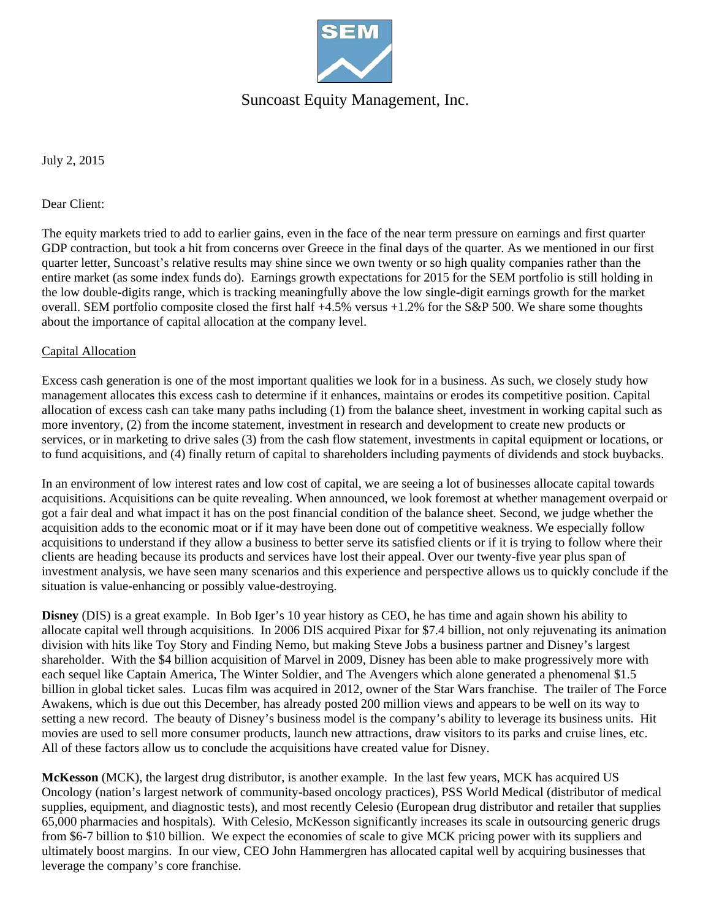# Suncoast Equity Management, Inc.

July 2, 2015

Dear Client:

The equity markets tried to add to earlier gains, even in the face of the near term pressure on earnings and first quarter GDP contraction, but took a hit from concerns over Greece in the final days of the quarter. As we mentioned in our first quarter letter, Suncoast's relative results may shine since we own twenty or so high quality companies rather than the entire market (as some index funds do). Earnings growth expectations for 2015 for the SEM portfolio is still holding in the low double-digits range, which is tracking meaningfully above the low single-digit earnings growth for the market overall. SEM portfolio composite closed the first half +4.5% versus +1.2% for the S&P 500. We share some thoughts about the importance of capital allocation at the company level.

## Capital Allocation

Excess cash generation is one of the most important qualities we look for in a business. As such, we closely study how management allocates this excess cash to determine if it enhances, maintains or erodes its competitive position. Capital allocation of excess cash can take many paths including (1) from the balance sheet, investment in working capital such as more inventory, (2) from the income statement, investment in research and development to create new products or services, or in marketing to drive sales (3) from the cash flow statement, investments in capital equipment or locations, or to fund acquisitions, and (4) finally return of capital to shareholders including payments of dividends and stock buybacks.

In an environment of low interest rates and low cost of capital, we are seeing a lot of businesses allocate capital towards acquisitions. Acquisitions can be quite revealing. When announced, we look foremost at whether management overpaid or got a fair deal and what impact it has on the post financial condition of the balance sheet. Second, we judge whether the acquisition adds to the economic moat or if it may have been done out of competitive weakness. We especially follow acquisitions to understand if they allow a business to better serve its satisfied clients or if it is trying to follow where their clients are heading because its products and services have lost their appeal. Over our twenty-five year plus span of investment analysis, we have seen many scenarios and this experience and perspective allows us to quickly conclude if the situation is value-enhancing or possibly value-destroying.

**Disney** (DIS) is a great example. In Bob Iger's 10 year history as CEO, he has time and again shown his ability to allocate capital well through acquisitions. In 2006 DIS acquired Pixar for $7.4 billion, not only rejuvenating its animation division with hits like Toy Story and Finding Nemo, but making Steve Jobs a business partner and Disney's largest shareholder. With the $4 billion acquisition of Marvel in 2009, Disney has been able to make progressively more with each sequel like Captain America, The Winter Soldier, and The Avengers which alone generated a phenomenal $1.5 billion in global ticket sales. Lucas film was acquired in 2012, owner of the Star Wars franchise. The trailer of The Force Awakens, which is due out this December, has already posted 200 million views and appears to be well on its way to setting a new record. The beauty of Disney's business model is the company's ability to leverage its business units. Hit movies are used to sell more consumer products, launch new attractions, draw visitors to its parks and cruise lines, etc. All of these factors allow us to conclude the acquisitions have created value for Disney.

**McKesson** (MCK), the largest drug distributor, is another example. In the last few years, MCK has acquired US Oncology (nation's largest network of community-based oncology practices), PSS World Medical (distributor of medical supplies, equipment, and diagnostic tests), and most recently Celesio (European drug distributor and retailer that supplies 65,000 pharmacies and hospitals). With Celesio, McKesson significantly increases its scale in outsourcing generic drugs from $6-7 billion to $10 billion. We expect the economies of scale to give MCK pricing power with its suppliers and ultimately boost margins. In our view, CEO John Hammergren has allocated capital well by acquiring businesses that leverage the company's core franchise.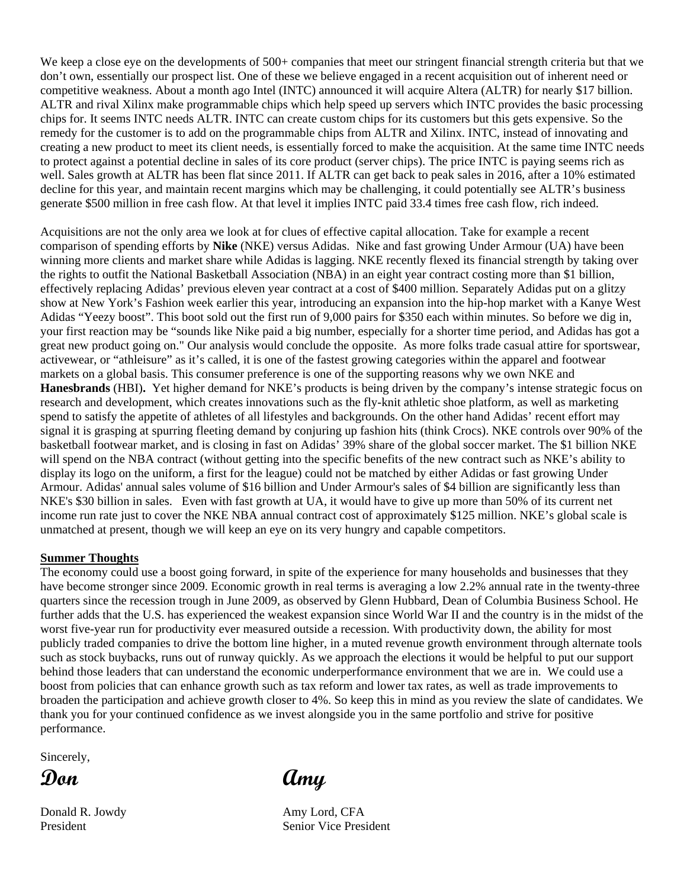We keep a close eye on the developments of 500+ companies that meet our stringent financial strength criteria but that we don't own, essentially our prospect list. One of these we believe engaged in a recent acquisition out of inherent need or competitive weakness. About a month ago Intel (INTC) announced it will acquire Altera (ALTR) for nearly $17 billion. ALTR and rival Xilinx make programmable chips which help speed up servers which INTC provides the basic processing chips for. It seems INTC needs ALTR. INTC can create custom chips for its customers but this gets expensive. So the remedy for the customer is to add on the programmable chips from ALTR and Xilinx. INTC, instead of innovating and creating a new product to meet its client needs, is essentially forced to make the acquisition. At the same time INTC needs to protect against a potential decline in sales of its core product (server chips). The price INTC is paying seems rich as well. Sales growth at ALTR has been flat since 2011. If ALTR can get back to peak sales in 2016, after a 10% estimated decline for this year, and maintain recent margins which may be challenging, it could potentially see ALTR's business generate $500 million in free cash flow. At that level it implies INTC paid 33.4 times free cash flow, rich indeed.

Acquisitions are not the only area we look at for clues of effective capital allocation. Take for example a recent comparison of spending efforts by **Nike** (NKE) versus Adidas. Nike and fast growing Under Armour (UA) have been winning more clients and market share while Adidas is lagging. NKE recently flexed its financial strength by taking over the rights to outfit the National Basketball Association (NBA) in an eight year contract costing more than $1 billion, effectively replacing Adidas' previous eleven year contract at a cost of $400 million. Separately Adidas put on a glitzy show at New York's Fashion week earlier this year, introducing an expansion into the hip-hop market with a Kanye West Adidas "Yeezy boost". This boot sold out the first run of 9,000 pairs for $350 each within minutes. So before we dig in, your first reaction may be "sounds like Nike paid a big number, especially for a shorter time period, and Adidas has got a great new product going on." Our analysis would conclude the opposite. As more folks trade casual attire for sportswear, activewear, or "athleisure" as it's called, it is one of the fastest growing categories within the apparel and footwear markets on a global basis. This consumer preference is one of the supporting reasons why we own NKE and **Hanesbrands** (HBI)**.** Yet higher demand for NKE's products is being driven by the company's intense strategic focus on research and development, which creates innovations such as the fly-knit athletic shoe platform, as well as marketing spend to satisfy the appetite of athletes of all lifestyles and backgrounds. On the other hand Adidas' recent effort may signal it is grasping at spurring fleeting demand by conjuring up fashion hits (think Crocs). NKE controls over 90% of the basketball footwear market, and is closing in fast on Adidas' 39% share of the global soccer market. The $1 billion NKE will spend on the NBA contract (without getting into the specific benefits of the new contract such as NKE's ability to display its logo on the uniform, a first for the league) could not be matched by either Adidas or fast growing Under Armour. Adidas' annual sales volume of $16 billion and Under Armour's sales of $4 billion are significantly less than NKE's $30 billion in sales. Even with fast growth at UA, it would have to give up more than 50% of its current net income run rate just to cover the NKE NBA annual contract cost of approximately $125 million. NKE's global scale is unmatched at present, though we will keep an eye on its very hungry and capable competitors.

**Summer Thoughts**

The economy could use a boost going forward, in spite of the experience for many households and businesses that they have become stronger since 2009. Economic growth in real terms is averaging a low 2.2% annual rate in the twenty-three quarters since the recession trough in June 2009, as observed by Glenn Hubbard, Dean of Columbia Business School. He further adds that the U.S. has experienced the weakest expansion since World War II and the country is in the midst of the worst five-year run for productivity ever measured outside a recession. With productivity down, the ability for most publicly traded companies to drive the bottom line higher, in a muted revenue growth environment through alternate tools such as stock buybacks, runs out of runway quickly. As we approach the elections it would be helpful to put our support behind those leaders that can understand the economic underperformance environment that we are in. We could use a boost from policies that can enhance growth such as tax reform and lower tax rates, as well as trade improvements to broaden the participation and achieve growth closer to 4%. So keep this in mind as you review the slate of candidates. We thank you for your continued confidence as we invest alongside you in the same portfolio and strive for positive performance.

Sincerely,

*Don* *Amy*

Donald R. Jowdy
President

Amy Lord, CFA
Senior Vice President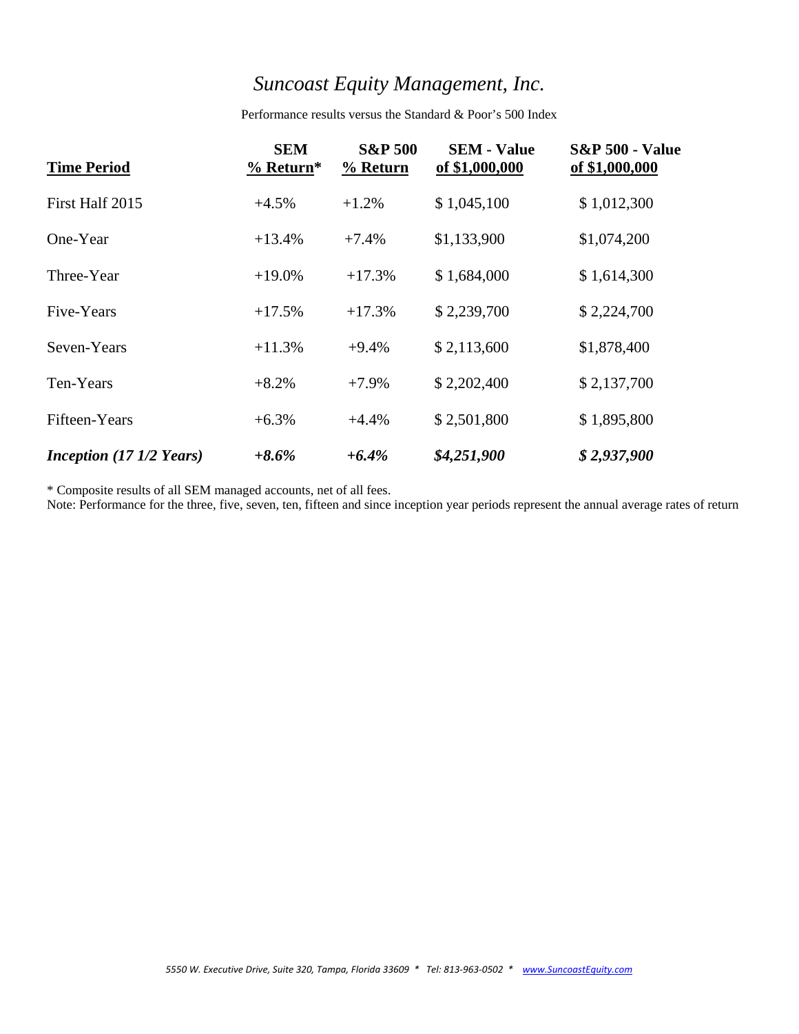# *Suncoast Equity Management, Inc.*

Performance results versus the Standard & Poor's 500 Index

| Time Period | SEM % Return* | S&P 500 % Return | SEM - Value of $1,000,000 | S&P 500 - Value of $1,000,000 |
|---|---|---|---|---|
| First Half 2015 | +4.5% | +1.2% | $ 1,045,100 | $ 1,012,300 |
| One-Year | +13.4% | +7.4% | $1,133,900 | $1,074,200 |
| Three-Year | +19.0% | +17.3% | $ 1,684,000 | $ 1,614,300 |
| Five-Years | +17.5% | +17.3% | $ 2,239,700 | $ 2,224,700 |
| Seven-Years | +11.3% | +9.4% | $ 2,113,600 | $1,878,400 |
| Ten-Years | +8.2% | +7.9% | $ 2,202,400 | $ 2,137,700 |
| Fifteen-Years | +6.3% | +4.4% | $ 2,501,800 | $ 1,895,800 |
| ***Inception (17 1/2 Years)*** | ***+8.6%*** | ***+6.4%*** | ***$4,251,900*** | ***$ 2,937,900*** |

* Composite results of all SEM managed accounts, net of all fees.

Note: Performance for the three, five, seven, ten, fifteen and since inception year periods represent the annual average rates of return

*5550 W. Executive Drive, Suite 320, Tampa, Florida 33609 * Tel: 813-963-0502 * www.SuncoastEquity.com*